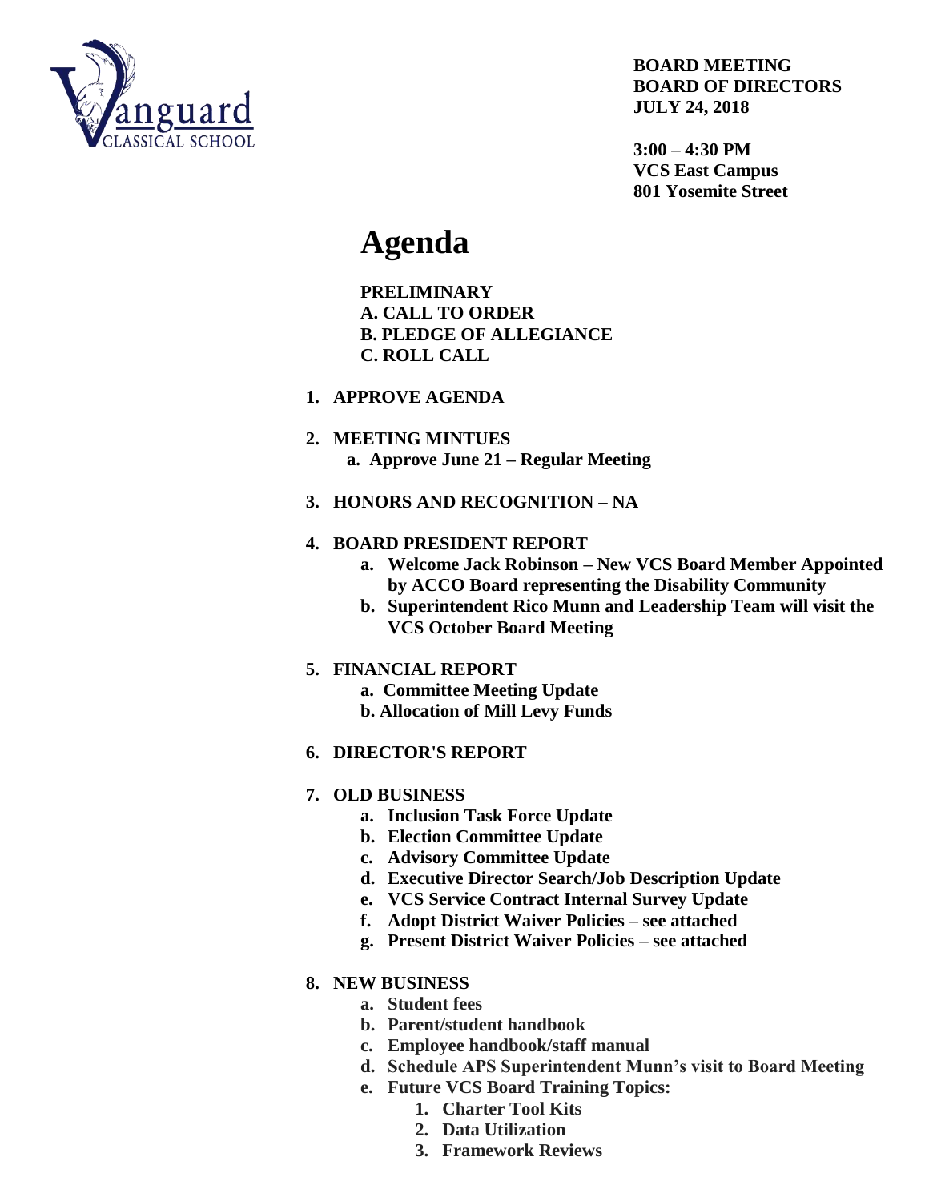**BOARD MEETING**
**BOARD OF DIRECTORS**
**JULY 24, 2018**

**3:00 – 4:30 PM**
**VCS East Campus**
**801 Yosemite Street**

# Agenda

**PRELIMINARY**
**A. CALL TO ORDER**
**B. PLEDGE OF ALLEGIANCE**
**C. ROLL CALL**

1. **APPROVE AGENDA**

2. **MEETING MINTUES**
   a. **Approve June 21 – Regular Meeting**

3. **HONORS AND RECOGNITION – NA**

4. **BOARD PRESIDENT REPORT**
   a. **Welcome Jack Robinson – New VCS Board Member Appointed by ACCO Board representing the Disability Community**
   b. **Superintendent Rico Munn and Leadership Team will visit the VCS October Board Meeting**

5. **FINANCIAL REPORT**
   a. **Committee Meeting Update**
   b. **Allocation of Mill Levy Funds**

6. **DIRECTOR'S REPORT**

7. **OLD BUSINESS**
   a. **Inclusion Task Force Update**
   b. **Election Committee Update**
   c. **Advisory Committee Update**
   d. **Executive Director Search/Job Description Update**
   e. **VCS Service Contract Internal Survey Update**
   f. **Adopt District Waiver Policies – see attached**
   g. **Present District Waiver Policies – see attached**

8. **NEW BUSINESS**
   a. **Student fees**
   b. **Parent/student handbook**
   c. **Employee handbook/staff manual**
   d. **Schedule APS Superintendent Munn's visit to Board Meeting**
   e. **Future VCS Board Training Topics:**
      1. **Charter Tool Kits**
      2. **Data Utilization**
      3. **Framework Reviews**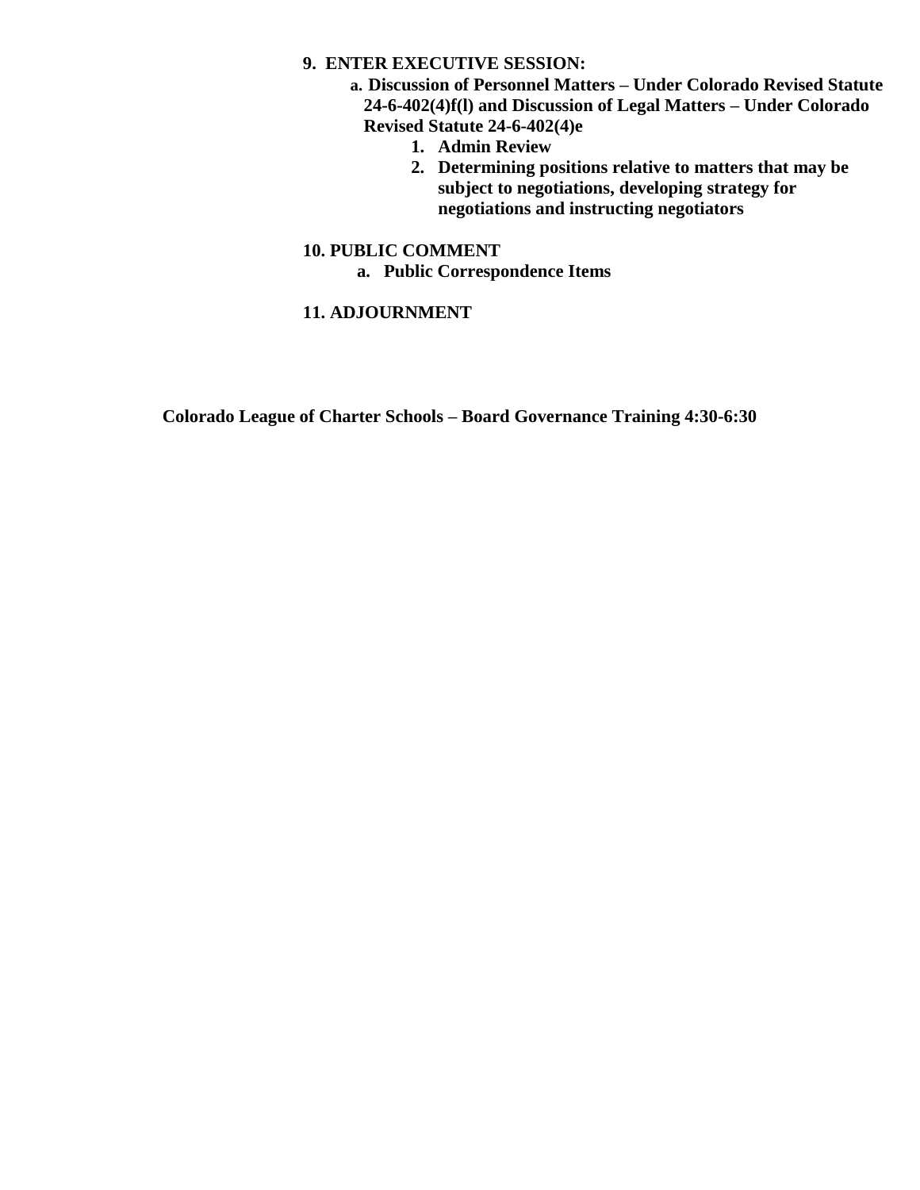**9. ENTER EXECUTIVE SESSION:**

- **a. Discussion of Personnel Matters – Under Colorado Revised Statute 24-6-402(4)f(l) and Discussion of Legal Matters – Under Colorado Revised Statute 24-6-402(4)e**
    1. **Admin Review**
    2. **Determining positions relative to matters that may be subject to negotiations, developing strategy for negotiations and instructing negotiators**

**10. PUBLIC COMMENT**

- **a. Public Correspondence Items**

**11. ADJOURNMENT**

**Colorado League of Charter Schools – Board Governance Training 4:30-6:30**